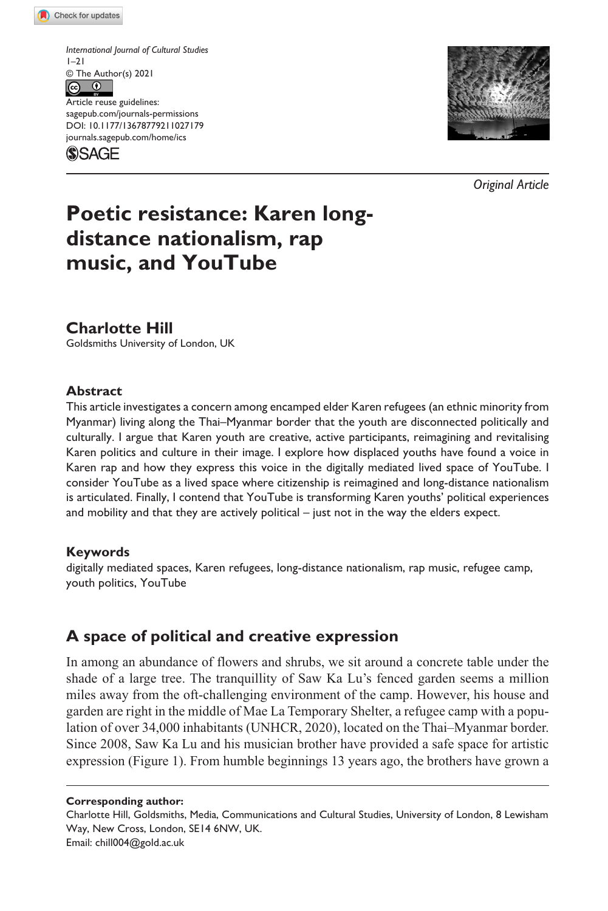International Journal of Cultural Studies
1–21
© The Author(s) 2021
Article reuse guidelines:
sagepub.com/journals-permissions
DOI: 10.1177/13678779211027179
journals.sagepub.com/home/ics

*Original Article*

# Poetic resistance: Karen long-distance nationalism, rap music, and YouTube

**Charlotte Hill**
Goldsmiths University of London, UK

### Abstract

This article investigates a concern among encamped elder Karen refugees (an ethnic minority from Myanmar) living along the Thai–Myanmar border that the youth are disconnected politically and culturally. I argue that Karen youth are creative, active participants, reimagining and revitalising Karen politics and culture in their image. I explore how displaced youths have found a voice in Karen rap and how they express this voice in the digitally mediated lived space of YouTube. I consider YouTube as a lived space where citizenship is reimagined and long-distance nationalism is articulated. Finally, I contend that YouTube is transforming Karen youths' political experiences and mobility and that they are actively political – just not in the way the elders expect.

### Keywords

digitally mediated spaces, Karen refugees, long-distance nationalism, rap music, refugee camp, youth politics, YouTube

## A space of political and creative expression

In among an abundance of flowers and shrubs, we sit around a concrete table under the shade of a large tree. The tranquillity of Saw Ka Lu's fenced garden seems a million miles away from the oft-challenging environment of the camp. However, his house and garden are right in the middle of Mae La Temporary Shelter, a refugee camp with a population of over 34,000 inhabitants (UNHCR, 2020), located on the Thai–Myanmar border. Since 2008, Saw Ka Lu and his musician brother have provided a safe space for artistic expression (Figure 1). From humble beginnings 13 years ago, the brothers have grown a

**Corresponding author:**
Charlotte Hill, Goldsmiths, Media, Communications and Cultural Studies, University of London, 8 Lewisham Way, New Cross, London, SE14 6NW, UK.
Email: chill004@gold.ac.uk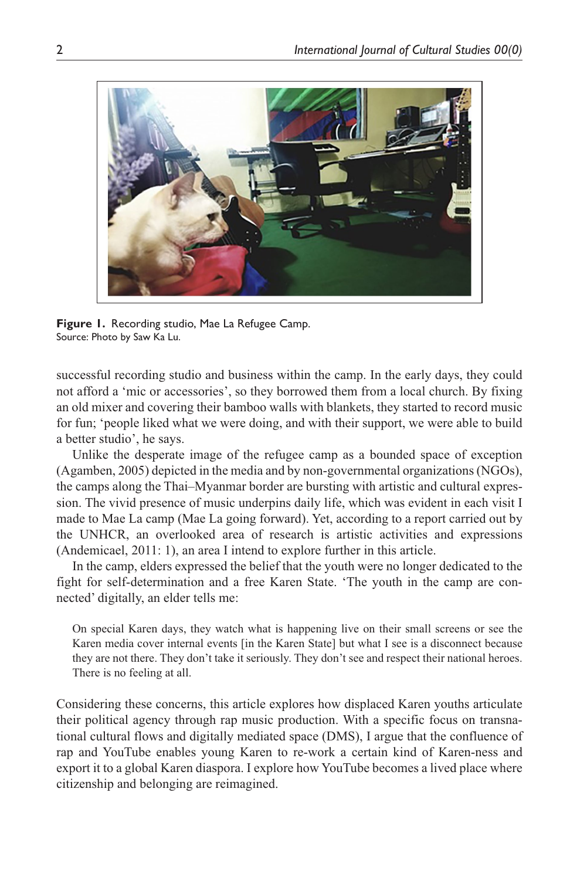**Figure 1.** Recording studio, Mae La Refugee Camp.
Source: Photo by Saw Ka Lu.

successful recording studio and business within the camp. In the early days, they could not afford a 'mic or accessories', so they borrowed them from a local church. By fixing an old mixer and covering their bamboo walls with blankets, they started to record music for fun; 'people liked what we were doing, and with their support, we were able to build a better studio', he says.

Unlike the desperate image of the refugee camp as a bounded space of exception (Agamben, 2005) depicted in the media and by non-governmental organizations (NGOs), the camps along the Thai–Myanmar border are bursting with artistic and cultural expression. The vivid presence of music underpins daily life, which was evident in each visit I made to Mae La camp (Mae La going forward). Yet, according to a report carried out by the UNHCR, an overlooked area of research is artistic activities and expressions (Andemicael, 2011: 1), an area I intend to explore further in this article.

In the camp, elders expressed the belief that the youth were no longer dedicated to the fight for self-determination and a free Karen State. 'The youth in the camp are connected' digitally, an elder tells me:

> On special Karen days, they watch what is happening live on their small screens or see the Karen media cover internal events [in the Karen State] but what I see is a disconnect because they are not there. They don't take it seriously. They don't see and respect their national heroes. There is no feeling at all.

Considering these concerns, this article explores how displaced Karen youths articulate their political agency through rap music production. With a specific focus on transnational cultural flows and digitally mediated space (DMS), I argue that the confluence of rap and YouTube enables young Karen to re-work a certain kind of Karen-ness and export it to a global Karen diaspora. I explore how YouTube becomes a lived place where citizenship and belonging are reimagined.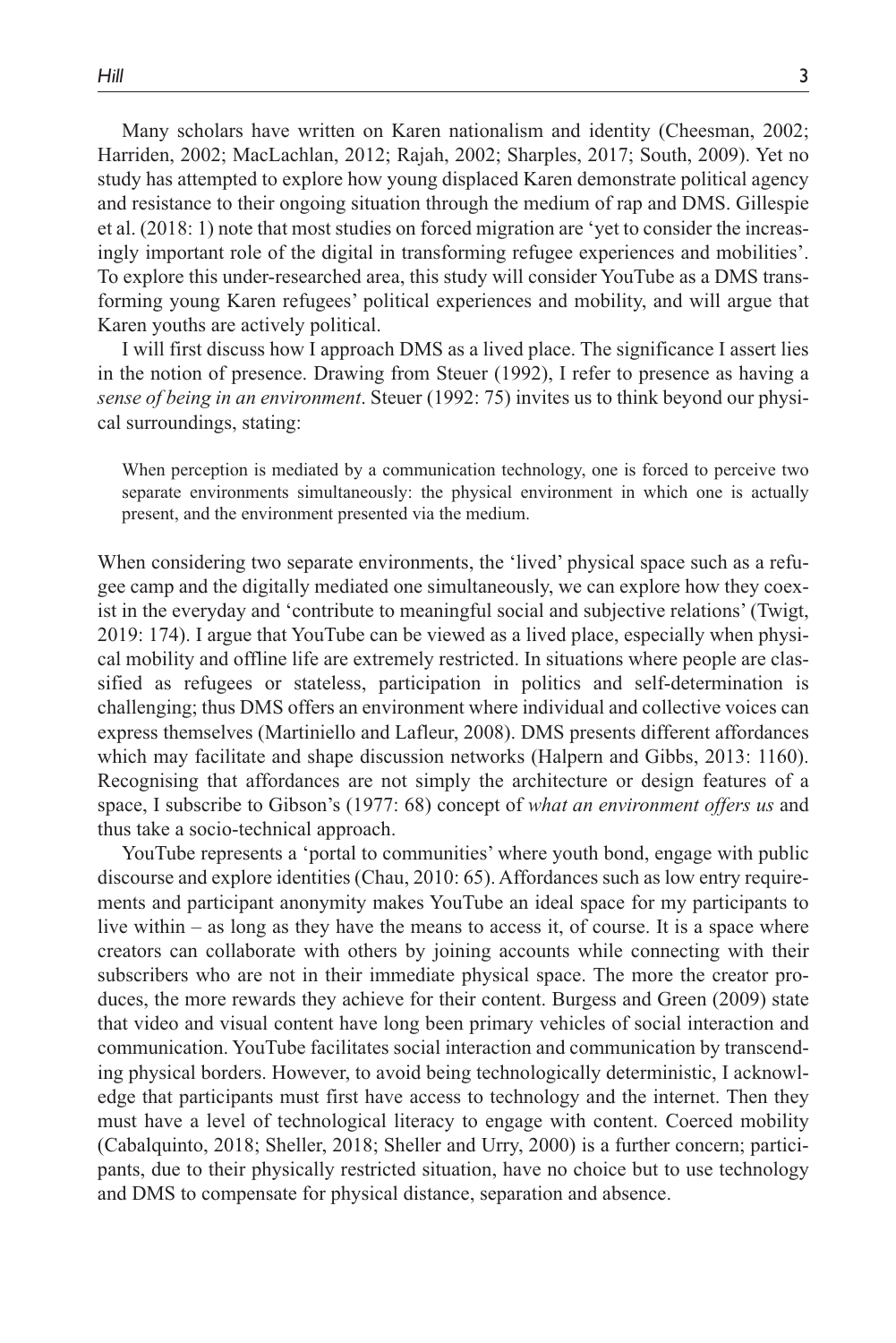Many scholars have written on Karen nationalism and identity (Cheesman, 2002; Harriden, 2002; MacLachlan, 2012; Rajah, 2002; Sharples, 2017; South, 2009). Yet no study has attempted to explore how young displaced Karen demonstrate political agency and resistance to their ongoing situation through the medium of rap and DMS. Gillespie et al. (2018: 1) note that most studies on forced migration are 'yet to consider the increasingly important role of the digital in transforming refugee experiences and mobilities'. To explore this under-researched area, this study will consider YouTube as a DMS transforming young Karen refugees' political experiences and mobility, and will argue that Karen youths are actively political.

I will first discuss how I approach DMS as a lived place. The significance I assert lies in the notion of presence. Drawing from Steuer (1992), I refer to presence as having a *sense of being in an environment*. Steuer (1992: 75) invites us to think beyond our physical surroundings, stating:

> When perception is mediated by a communication technology, one is forced to perceive two separate environments simultaneously: the physical environment in which one is actually present, and the environment presented via the medium.

When considering two separate environments, the 'lived' physical space such as a refugee camp and the digitally mediated one simultaneously, we can explore how they coexist in the everyday and 'contribute to meaningful social and subjective relations' (Twigt, 2019: 174). I argue that YouTube can be viewed as a lived place, especially when physical mobility and offline life are extremely restricted. In situations where people are classified as refugees or stateless, participation in politics and self-determination is challenging; thus DMS offers an environment where individual and collective voices can express themselves (Martiniello and Lafleur, 2008). DMS presents different affordances which may facilitate and shape discussion networks (Halpern and Gibbs, 2013: 1160). Recognising that affordances are not simply the architecture or design features of a space, I subscribe to Gibson's (1977: 68) concept of *what an environment offers us* and thus take a socio-technical approach.

YouTube represents a 'portal to communities' where youth bond, engage with public discourse and explore identities (Chau, 2010: 65). Affordances such as low entry requirements and participant anonymity makes YouTube an ideal space for my participants to live within – as long as they have the means to access it, of course. It is a space where creators can collaborate with others by joining accounts while connecting with their subscribers who are not in their immediate physical space. The more the creator produces, the more rewards they achieve for their content. Burgess and Green (2009) state that video and visual content have long been primary vehicles of social interaction and communication. YouTube facilitates social interaction and communication by transcending physical borders. However, to avoid being technologically deterministic, I acknowledge that participants must first have access to technology and the internet. Then they must have a level of technological literacy to engage with content. Coerced mobility (Cabalquinto, 2018; Sheller, 2018; Sheller and Urry, 2000) is a further concern; participants, due to their physically restricted situation, have no choice but to use technology and DMS to compensate for physical distance, separation and absence.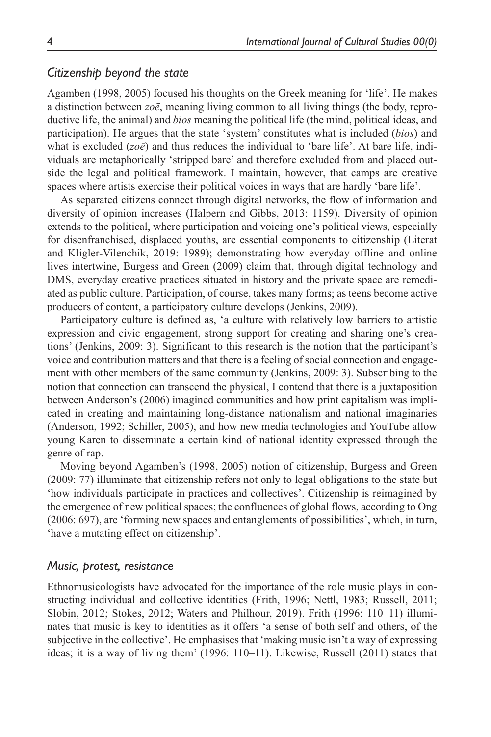### *Citizenship beyond the state*

Agamben (1998, 2005) focused his thoughts on the Greek meaning for 'life'. He makes a distinction between *zoē*, meaning living common to all living things (the body, reproductive life, the animal) and *bios* meaning the political life (the mind, political ideas, and participation). He argues that the state 'system' constitutes what is included (*bios*) and what is excluded (*zoē*) and thus reduces the individual to 'bare life'. At bare life, individuals are metaphorically 'stripped bare' and therefore excluded from and placed outside the legal and political framework. I maintain, however, that camps are creative spaces where artists exercise their political voices in ways that are hardly 'bare life'.

As separated citizens connect through digital networks, the flow of information and diversity of opinion increases (Halpern and Gibbs, 2013: 1159). Diversity of opinion extends to the political, where participation and voicing one's political views, especially for disenfranchised, displaced youths, are essential components to citizenship (Literat and Kligler-Vilenchik, 2019: 1989); demonstrating how everyday offline and online lives intertwine, Burgess and Green (2009) claim that, through digital technology and DMS, everyday creative practices situated in history and the private space are remediated as public culture. Participation, of course, takes many forms; as teens become active producers of content, a participatory culture develops (Jenkins, 2009).

Participatory culture is defined as, 'a culture with relatively low barriers to artistic expression and civic engagement, strong support for creating and sharing one's creations' (Jenkins, 2009: 3). Significant to this research is the notion that the participant's voice and contribution matters and that there is a feeling of social connection and engagement with other members of the same community (Jenkins, 2009: 3). Subscribing to the notion that connection can transcend the physical, I contend that there is a juxtaposition between Anderson's (2006) imagined communities and how print capitalism was implicated in creating and maintaining long-distance nationalism and national imaginaries (Anderson, 1992; Schiller, 2005), and how new media technologies and YouTube allow young Karen to disseminate a certain kind of national identity expressed through the genre of rap.

Moving beyond Agamben's (1998, 2005) notion of citizenship, Burgess and Green (2009: 77) illuminate that citizenship refers not only to legal obligations to the state but 'how individuals participate in practices and collectives'. Citizenship is reimagined by the emergence of new political spaces; the confluences of global flows, according to Ong (2006: 697), are 'forming new spaces and entanglements of possibilities', which, in turn, 'have a mutating effect on citizenship'.

### *Music, protest, resistance*

Ethnomusicologists have advocated for the importance of the role music plays in constructing individual and collective identities (Frith, 1996; Nettl, 1983; Russell, 2011; Slobin, 2012; Stokes, 2012; Waters and Philhour, 2019). Frith (1996: 110–11) illuminates that music is key to identities as it offers 'a sense of both self and others, of the subjective in the collective'. He emphasises that 'making music isn't a way of expressing ideas; it is a way of living them' (1996: 110–11). Likewise, Russell (2011) states that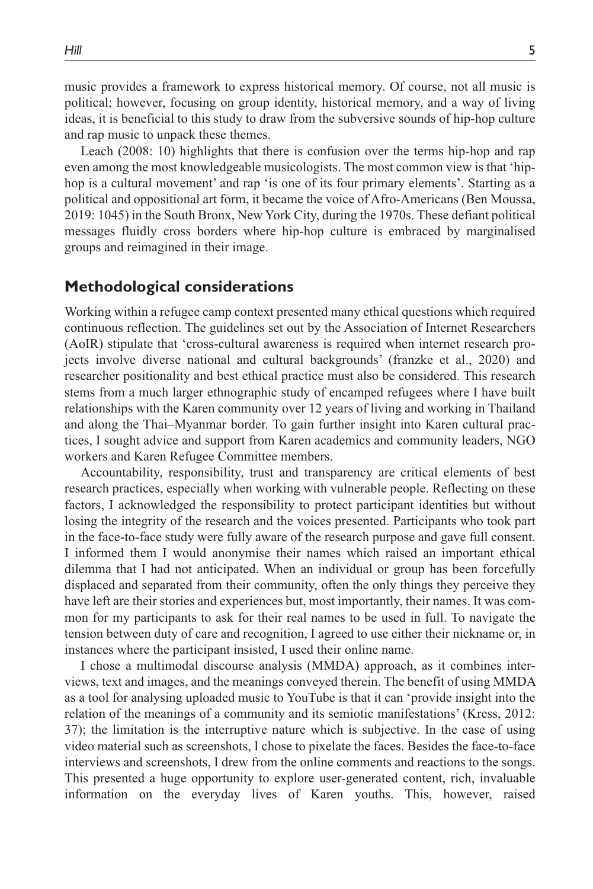music provides a framework to express historical memory. Of course, not all music is political; however, focusing on group identity, historical memory, and a way of living ideas, it is beneficial to this study to draw from the subversive sounds of hip-hop culture and rap music to unpack these themes.

Leach (2008: 10) highlights that there is confusion over the terms hip-hop and rap even among the most knowledgeable musicologists. The most common view is that 'hip-hop is a cultural movement' and rap 'is one of its four primary elements'. Starting as a political and oppositional art form, it became the voice of Afro-Americans (Ben Moussa, 2019: 1045) in the South Bronx, New York City, during the 1970s. These defiant political messages fluidly cross borders where hip-hop culture is embraced by marginalised groups and reimagined in their image.

## Methodological considerations

Working within a refugee camp context presented many ethical questions which required continuous reflection. The guidelines set out by the Association of Internet Researchers (AoIR) stipulate that 'cross-cultural awareness is required when internet research projects involve diverse national and cultural backgrounds' (franzke et al., 2020) and researcher positionality and best ethical practice must also be considered. This research stems from a much larger ethnographic study of encamped refugees where I have built relationships with the Karen community over 12 years of living and working in Thailand and along the Thai–Myanmar border. To gain further insight into Karen cultural practices, I sought advice and support from Karen academics and community leaders, NGO workers and Karen Refugee Committee members.

Accountability, responsibility, trust and transparency are critical elements of best research practices, especially when working with vulnerable people. Reflecting on these factors, I acknowledged the responsibility to protect participant identities but without losing the integrity of the research and the voices presented. Participants who took part in the face-to-face study were fully aware of the research purpose and gave full consent. I informed them I would anonymise their names which raised an important ethical dilemma that I had not anticipated. When an individual or group has been forcefully displaced and separated from their community, often the only things they perceive they have left are their stories and experiences but, most importantly, their names. It was common for my participants to ask for their real names to be used in full. To navigate the tension between duty of care and recognition, I agreed to use either their nickname or, in instances where the participant insisted, I used their online name.

I chose a multimodal discourse analysis (MMDA) approach, as it combines interviews, text and images, and the meanings conveyed therein. The benefit of using MMDA as a tool for analysing uploaded music to YouTube is that it can 'provide insight into the relation of the meanings of a community and its semiotic manifestations' (Kress, 2012: 37); the limitation is the interruptive nature which is subjective. In the case of using video material such as screenshots, I chose to pixelate the faces. Besides the face-to-face interviews and screenshots, I drew from the online comments and reactions to the songs. This presented a huge opportunity to explore user-generated content, rich, invaluable information on the everyday lives of Karen youths. This, however, raised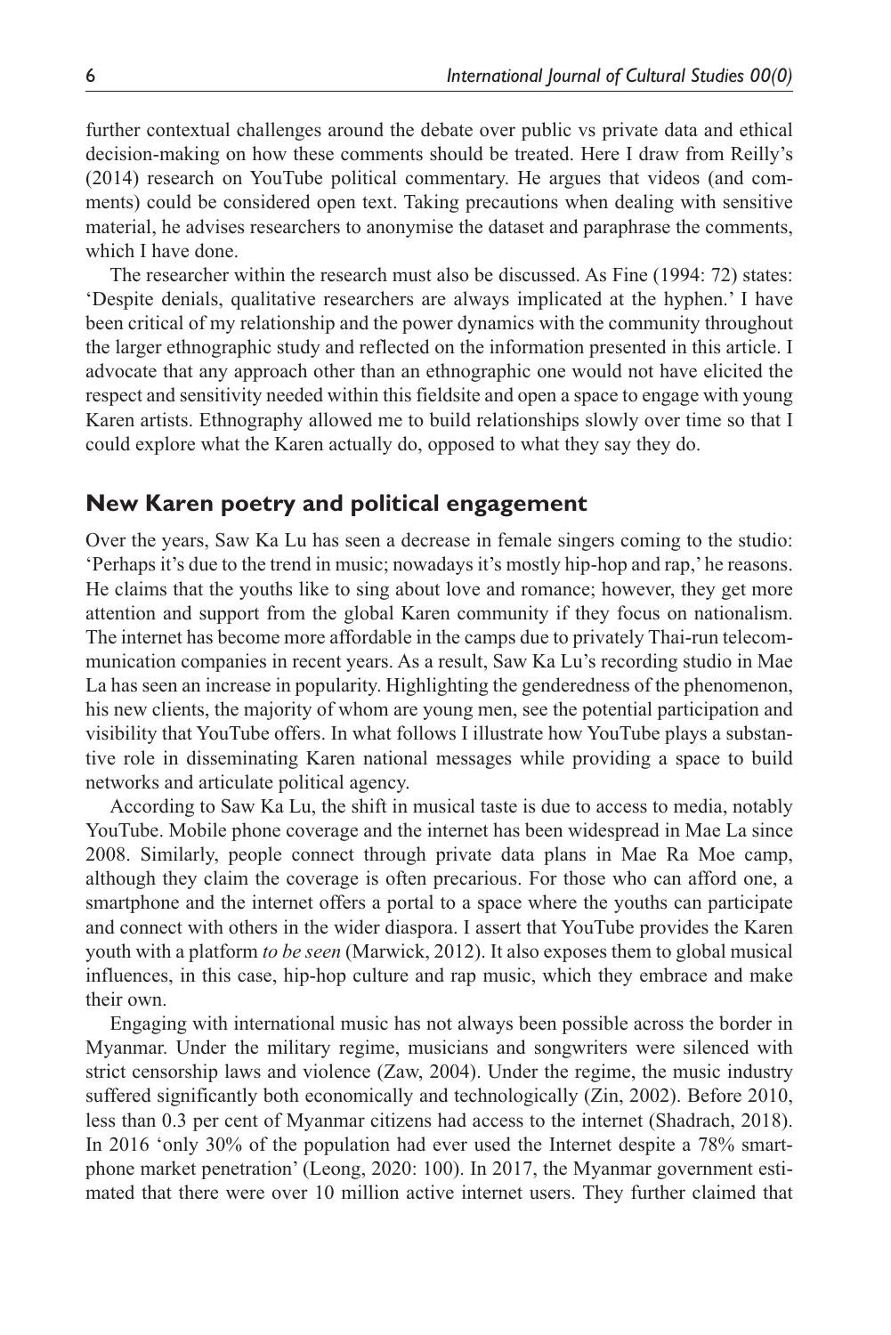further contextual challenges around the debate over public vs private data and ethical decision-making on how these comments should be treated. Here I draw from Reilly's (2014) research on YouTube political commentary. He argues that videos (and comments) could be considered open text. Taking precautions when dealing with sensitive material, he advises researchers to anonymise the dataset and paraphrase the comments, which I have done.

The researcher within the research must also be discussed. As Fine (1994: 72) states: 'Despite denials, qualitative researchers are always implicated at the hyphen.' I have been critical of my relationship and the power dynamics with the community throughout the larger ethnographic study and reflected on the information presented in this article. I advocate that any approach other than an ethnographic one would not have elicited the respect and sensitivity needed within this fieldsite and open a space to engage with young Karen artists. Ethnography allowed me to build relationships slowly over time so that I could explore what the Karen actually do, opposed to what they say they do.

## New Karen poetry and political engagement

Over the years, Saw Ka Lu has seen a decrease in female singers coming to the studio: 'Perhaps it's due to the trend in music; nowadays it's mostly hip-hop and rap,' he reasons. He claims that the youths like to sing about love and romance; however, they get more attention and support from the global Karen community if they focus on nationalism. The internet has become more affordable in the camps due to privately Thai-run telecommunication companies in recent years. As a result, Saw Ka Lu's recording studio in Mae La has seen an increase in popularity. Highlighting the genderedness of the phenomenon, his new clients, the majority of whom are young men, see the potential participation and visibility that YouTube offers. In what follows I illustrate how YouTube plays a substantive role in disseminating Karen national messages while providing a space to build networks and articulate political agency.

According to Saw Ka Lu, the shift in musical taste is due to access to media, notably YouTube. Mobile phone coverage and the internet has been widespread in Mae La since 2008. Similarly, people connect through private data plans in Mae Ra Moe camp, although they claim the coverage is often precarious. For those who can afford one, a smartphone and the internet offers a portal to a space where the youths can participate and connect with others in the wider diaspora. I assert that YouTube provides the Karen youth with a platform *to be seen* (Marwick, 2012). It also exposes them to global musical influences, in this case, hip-hop culture and rap music, which they embrace and make their own.

Engaging with international music has not always been possible across the border in Myanmar. Under the military regime, musicians and songwriters were silenced with strict censorship laws and violence (Zaw, 2004). Under the regime, the music industry suffered significantly both economically and technologically (Zin, 2002). Before 2010, less than 0.3 per cent of Myanmar citizens had access to the internet (Shadrach, 2018). In 2016 'only 30% of the population had ever used the Internet despite a 78% smartphone market penetration' (Leong, 2020: 100). In 2017, the Myanmar government estimated that there were over 10 million active internet users. They further claimed that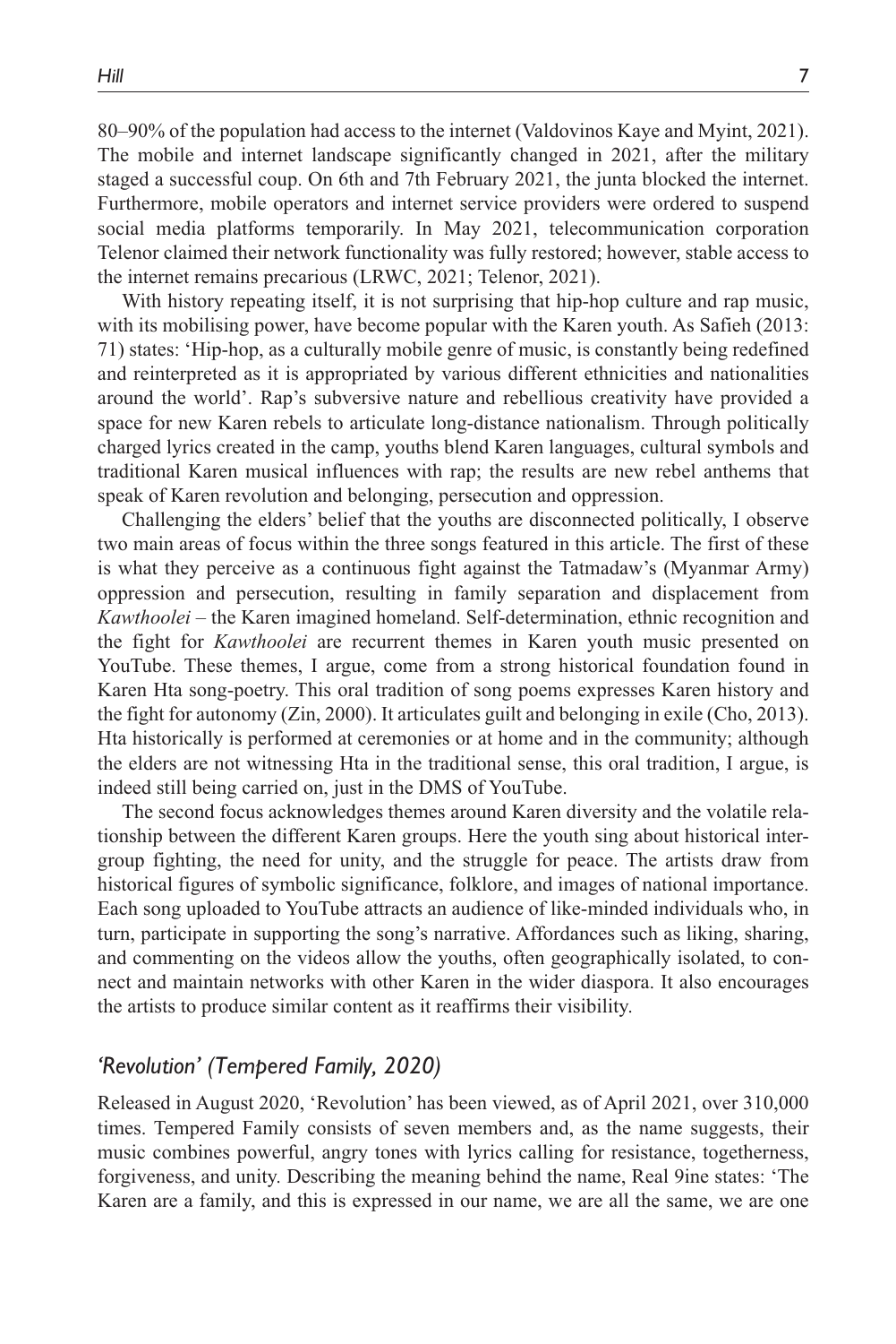80–90% of the population had access to the internet (Valdovinos Kaye and Myint, 2021). The mobile and internet landscape significantly changed in 2021, after the military staged a successful coup. On 6th and 7th February 2021, the junta blocked the internet. Furthermore, mobile operators and internet service providers were ordered to suspend social media platforms temporarily. In May 2021, telecommunication corporation Telenor claimed their network functionality was fully restored; however, stable access to the internet remains precarious (LRWC, 2021; Telenor, 2021).

With history repeating itself, it is not surprising that hip-hop culture and rap music, with its mobilising power, have become popular with the Karen youth. As Safieh (2013: 71) states: 'Hip-hop, as a culturally mobile genre of music, is constantly being redefined and reinterpreted as it is appropriated by various different ethnicities and nationalities around the world'. Rap's subversive nature and rebellious creativity have provided a space for new Karen rebels to articulate long-distance nationalism. Through politically charged lyrics created in the camp, youths blend Karen languages, cultural symbols and traditional Karen musical influences with rap; the results are new rebel anthems that speak of Karen revolution and belonging, persecution and oppression.

Challenging the elders' belief that the youths are disconnected politically, I observe two main areas of focus within the three songs featured in this article. The first of these is what they perceive as a continuous fight against the Tatmadaw's (Myanmar Army) oppression and persecution, resulting in family separation and displacement from *Kawthoolei* – the Karen imagined homeland. Self-determination, ethnic recognition and the fight for *Kawthoolei* are recurrent themes in Karen youth music presented on YouTube. These themes, I argue, come from a strong historical foundation found in Karen Hta song-poetry. This oral tradition of song poems expresses Karen history and the fight for autonomy (Zin, 2000). It articulates guilt and belonging in exile (Cho, 2013). Hta historically is performed at ceremonies or at home and in the community; although the elders are not witnessing Hta in the traditional sense, this oral tradition, I argue, is indeed still being carried on, just in the DMS of YouTube.

The second focus acknowledges themes around Karen diversity and the volatile relationship between the different Karen groups. Here the youth sing about historical intergroup fighting, the need for unity, and the struggle for peace. The artists draw from historical figures of symbolic significance, folklore, and images of national importance. Each song uploaded to YouTube attracts an audience of like-minded individuals who, in turn, participate in supporting the song's narrative. Affordances such as liking, sharing, and commenting on the videos allow the youths, often geographically isolated, to connect and maintain networks with other Karen in the wider diaspora. It also encourages the artists to produce similar content as it reaffirms their visibility.

### *'Revolution' (Tempered Family, 2020)*

Released in August 2020, 'Revolution' has been viewed, as of April 2021, over 310,000 times. Tempered Family consists of seven members and, as the name suggests, their music combines powerful, angry tones with lyrics calling for resistance, togetherness, forgiveness, and unity. Describing the meaning behind the name, Real 9ine states: 'The Karen are a family, and this is expressed in our name, we are all the same, we are one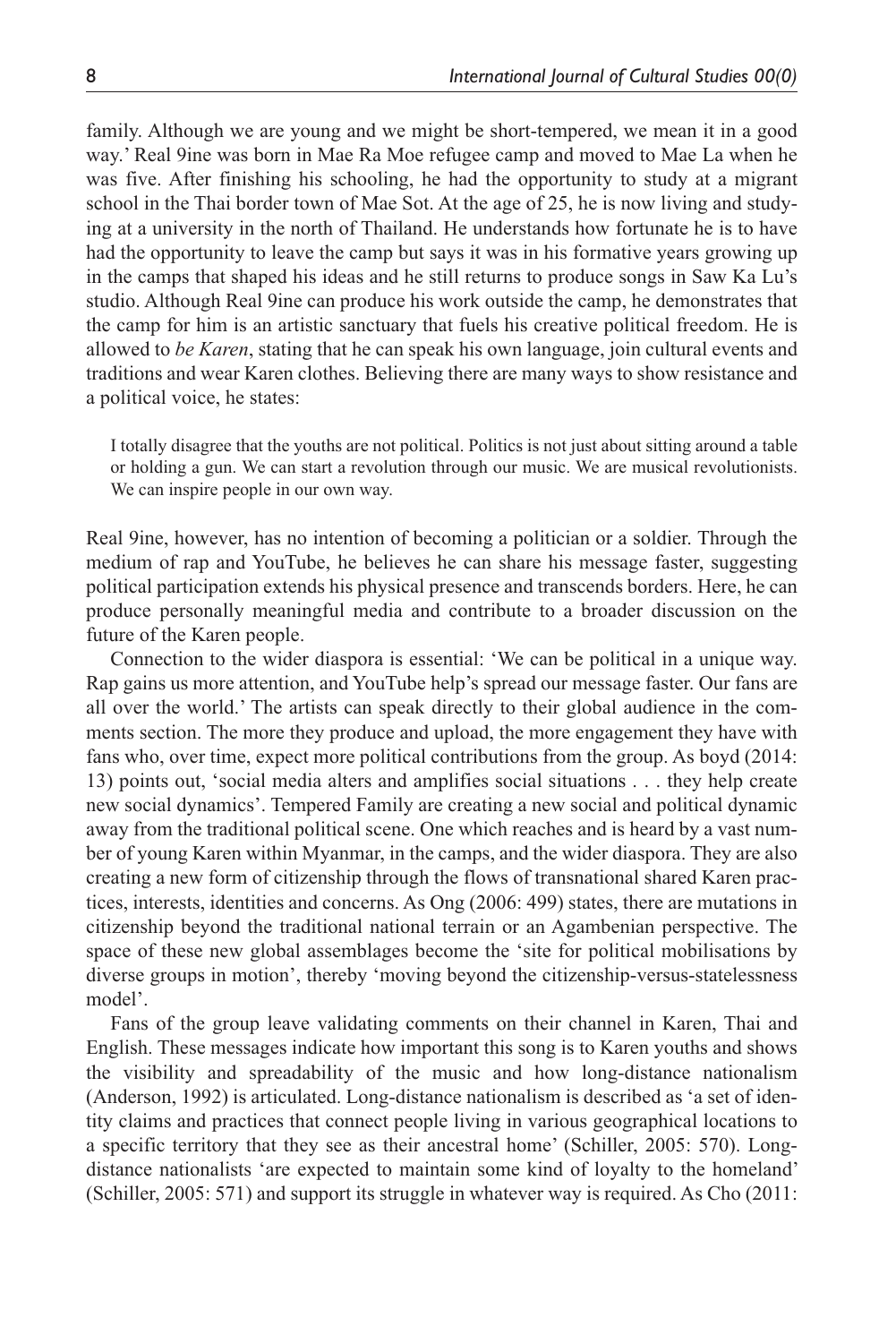family. Although we are young and we might be short-tempered, we mean it in a good way.' Real 9ine was born in Mae Ra Moe refugee camp and moved to Mae La when he was five. After finishing his schooling, he had the opportunity to study at a migrant school in the Thai border town of Mae Sot. At the age of 25, he is now living and studying at a university in the north of Thailand. He understands how fortunate he is to have had the opportunity to leave the camp but says it was in his formative years growing up in the camps that shaped his ideas and he still returns to produce songs in Saw Ka Lu's studio. Although Real 9ine can produce his work outside the camp, he demonstrates that the camp for him is an artistic sanctuary that fuels his creative political freedom. He is allowed to *be Karen*, stating that he can speak his own language, join cultural events and traditions and wear Karen clothes. Believing there are many ways to show resistance and a political voice, he states:

> I totally disagree that the youths are not political. Politics is not just about sitting around a table or holding a gun. We can start a revolution through our music. We are musical revolutionists. We can inspire people in our own way.

Real 9ine, however, has no intention of becoming a politician or a soldier. Through the medium of rap and YouTube, he believes he can share his message faster, suggesting political participation extends his physical presence and transcends borders. Here, he can produce personally meaningful media and contribute to a broader discussion on the future of the Karen people.

Connection to the wider diaspora is essential: 'We can be political in a unique way. Rap gains us more attention, and YouTube help's spread our message faster. Our fans are all over the world.' The artists can speak directly to their global audience in the comments section. The more they produce and upload, the more engagement they have with fans who, over time, expect more political contributions from the group. As boyd (2014: 13) points out, 'social media alters and amplifies social situations . . . they help create new social dynamics'. Tempered Family are creating a new social and political dynamic away from the traditional political scene. One which reaches and is heard by a vast number of young Karen within Myanmar, in the camps, and the wider diaspora. They are also creating a new form of citizenship through the flows of transnational shared Karen practices, interests, identities and concerns. As Ong (2006: 499) states, there are mutations in citizenship beyond the traditional national terrain or an Agambenian perspective. The space of these new global assemblages become the 'site for political mobilisations by diverse groups in motion', thereby 'moving beyond the citizenship-versus-statelessness model'.

Fans of the group leave validating comments on their channel in Karen, Thai and English. These messages indicate how important this song is to Karen youths and shows the visibility and spreadability of the music and how long-distance nationalism (Anderson, 1992) is articulated. Long-distance nationalism is described as 'a set of identity claims and practices that connect people living in various geographical locations to a specific territory that they see as their ancestral home' (Schiller, 2005: 570). Long-distance nationalists 'are expected to maintain some kind of loyalty to the homeland' (Schiller, 2005: 571) and support its struggle in whatever way is required. As Cho (2011: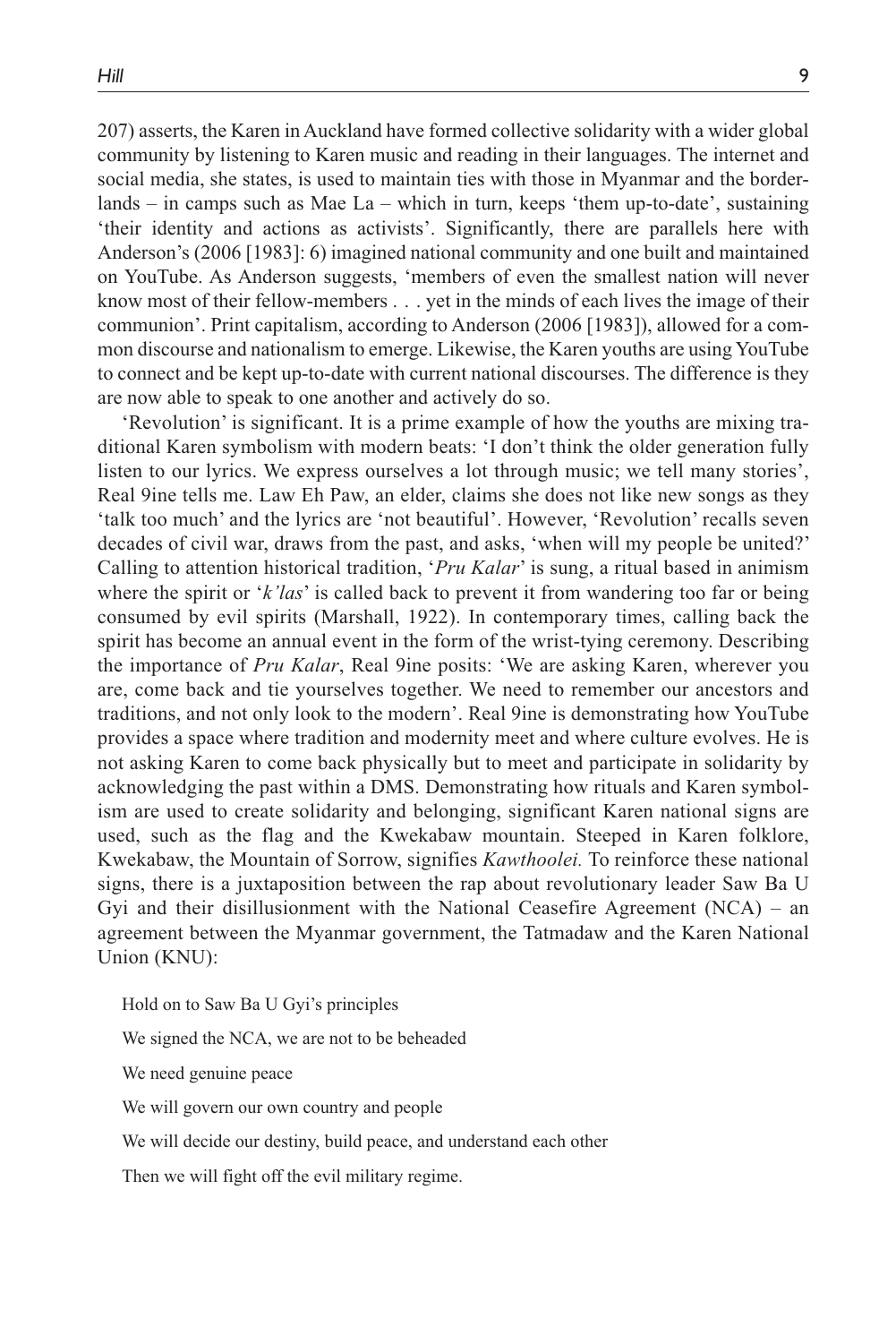207) asserts, the Karen in Auckland have formed collective solidarity with a wider global community by listening to Karen music and reading in their languages. The internet and social media, she states, is used to maintain ties with those in Myanmar and the borderlands – in camps such as Mae La – which in turn, keeps 'them up-to-date', sustaining 'their identity and actions as activists'. Significantly, there are parallels here with Anderson's (2006 [1983]: 6) imagined national community and one built and maintained on YouTube. As Anderson suggests, 'members of even the smallest nation will never know most of their fellow-members . . . yet in the minds of each lives the image of their communion'. Print capitalism, according to Anderson (2006 [1983]), allowed for a common discourse and nationalism to emerge. Likewise, the Karen youths are using YouTube to connect and be kept up-to-date with current national discourses. The difference is they are now able to speak to one another and actively do so.

'Revolution' is significant. It is a prime example of how the youths are mixing traditional Karen symbolism with modern beats: 'I don't think the older generation fully listen to our lyrics. We express ourselves a lot through music; we tell many stories', Real 9ine tells me. Law Eh Paw, an elder, claims she does not like new songs as they 'talk too much' and the lyrics are 'not beautiful'. However, 'Revolution' recalls seven decades of civil war, draws from the past, and asks, 'when will my people be united?' Calling to attention historical tradition, '*Pru Kalar*' is sung, a ritual based in animism where the spirit or '*k'las*' is called back to prevent it from wandering too far or being consumed by evil spirits (Marshall, 1922). In contemporary times, calling back the spirit has become an annual event in the form of the wrist-tying ceremony. Describing the importance of *Pru Kalar*, Real 9ine posits: 'We are asking Karen, wherever you are, come back and tie yourselves together. We need to remember our ancestors and traditions, and not only look to the modern'. Real 9ine is demonstrating how YouTube provides a space where tradition and modernity meet and where culture evolves. He is not asking Karen to come back physically but to meet and participate in solidarity by acknowledging the past within a DMS. Demonstrating how rituals and Karen symbolism are used to create solidarity and belonging, significant Karen national signs are used, such as the flag and the Kwekabaw mountain. Steeped in Karen folklore, Kwekabaw, the Mountain of Sorrow, signifies *Kawthoolei.* To reinforce these national signs, there is a juxtaposition between the rap about revolutionary leader Saw Ba U Gyi and their disillusionment with the National Ceasefire Agreement (NCA) – an agreement between the Myanmar government, the Tatmadaw and the Karen National Union (KNU):

> Hold on to Saw Ba U Gyi's principles
>
> We signed the NCA, we are not to be beheaded
>
> We need genuine peace
>
> We will govern our own country and people
>
> We will decide our destiny, build peace, and understand each other
>
> Then we will fight off the evil military regime.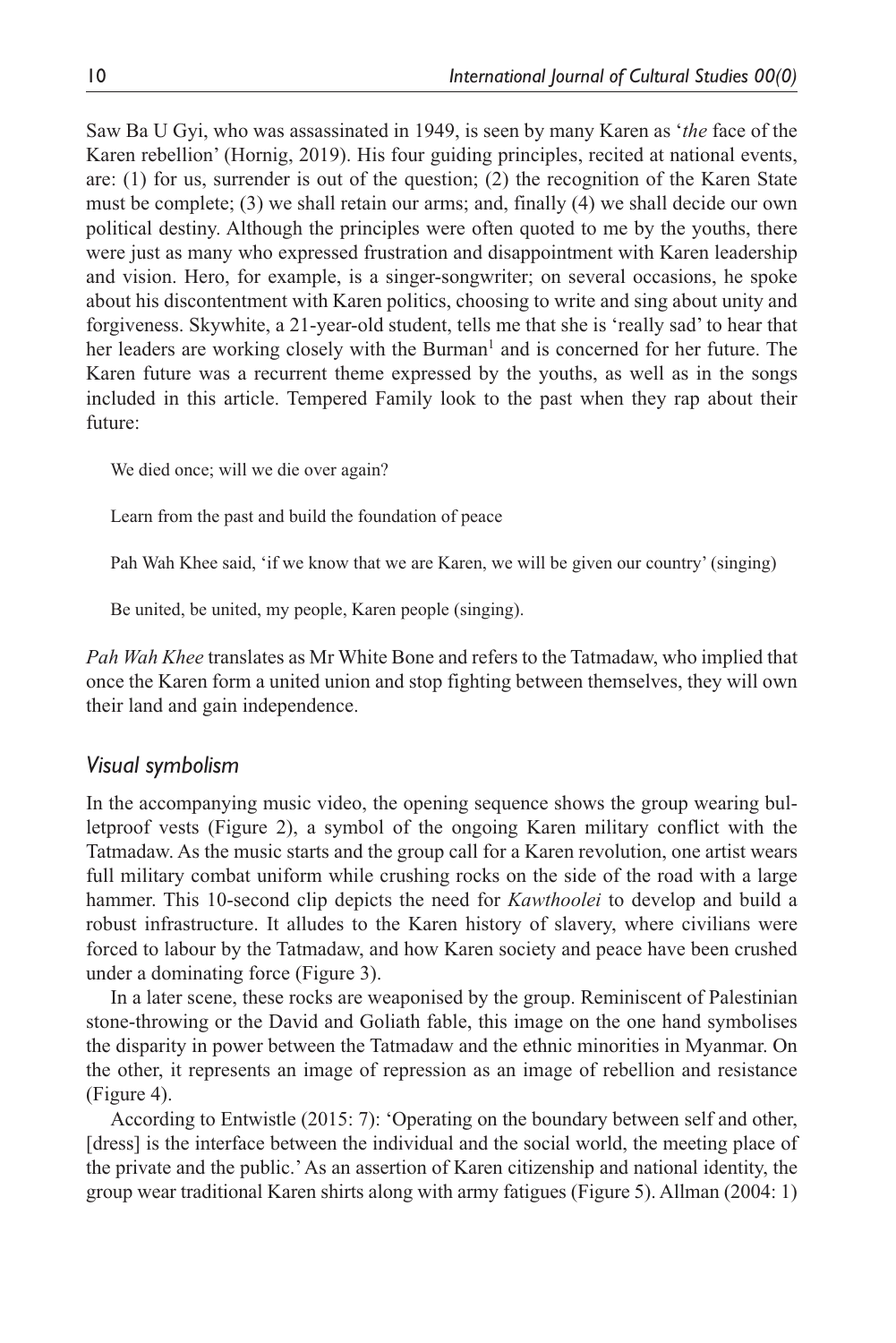Saw Ba U Gyi, who was assassinated in 1949, is seen by many Karen as '*the* face of the Karen rebellion' (Hornig, 2019). His four guiding principles, recited at national events, are: (1) for us, surrender is out of the question; (2) the recognition of the Karen State must be complete; (3) we shall retain our arms; and, finally (4) we shall decide our own political destiny. Although the principles were often quoted to me by the youths, there were just as many who expressed frustration and disappointment with Karen leadership and vision. Hero, for example, is a singer-songwriter; on several occasions, he spoke about his discontentment with Karen politics, choosing to write and sing about unity and forgiveness. Skywhite, a 21-year-old student, tells me that she is 'really sad' to hear that her leaders are working closely with the Burman[1] and is concerned for her future. The Karen future was a recurrent theme expressed by the youths, as well as in the songs included in this article. Tempered Family look to the past when they rap about their future:

> We died once; will we die over again?
>
> Learn from the past and build the foundation of peace
>
> Pah Wah Khee said, 'if we know that we are Karen, we will be given our country' (singing)
>
> Be united, be united, my people, Karen people (singing).

*Pah Wah Khee* translates as Mr White Bone and refers to the Tatmadaw, who implied that once the Karen form a united union and stop fighting between themselves, they will own their land and gain independence.

### *Visual symbolism*

In the accompanying music video, the opening sequence shows the group wearing bulletproof vests (Figure 2), a symbol of the ongoing Karen military conflict with the Tatmadaw. As the music starts and the group call for a Karen revolution, one artist wears full military combat uniform while crushing rocks on the side of the road with a large hammer. This 10-second clip depicts the need for *Kawthoolei* to develop and build a robust infrastructure. It alludes to the Karen history of slavery, where civilians were forced to labour by the Tatmadaw, and how Karen society and peace have been crushed under a dominating force (Figure 3).

In a later scene, these rocks are weaponised by the group. Reminiscent of Palestinian stone-throwing or the David and Goliath fable, this image on the one hand symbolises the disparity in power between the Tatmadaw and the ethnic minorities in Myanmar. On the other, it represents an image of repression as an image of rebellion and resistance (Figure 4).

According to Entwistle (2015: 7): 'Operating on the boundary between self and other, [dress] is the interface between the individual and the social world, the meeting place of the private and the public.' As an assertion of Karen citizenship and national identity, the group wear traditional Karen shirts along with army fatigues (Figure 5). Allman (2004: 1)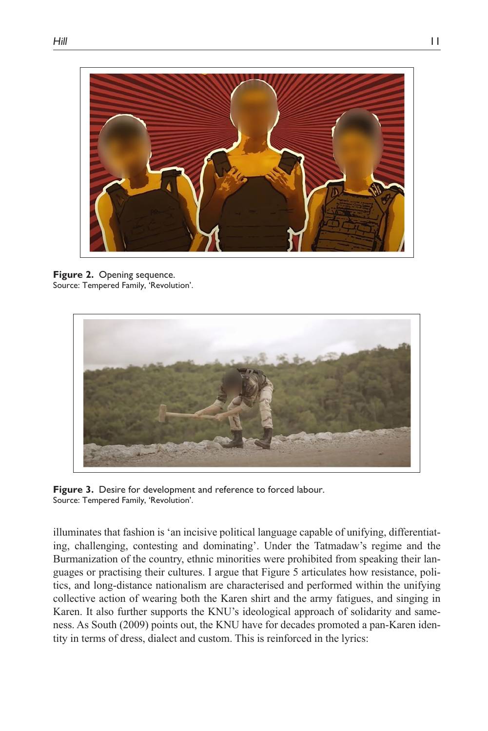**Figure 2.** Opening sequence.
Source: Tempered Family, 'Revolution'.

**Figure 3.** Desire for development and reference to forced labour.
Source: Tempered Family, 'Revolution'.

illuminates that fashion is 'an incisive political language capable of unifying, differentiating, challenging, contesting and dominating'. Under the Tatmadaw's regime and the Burmanization of the country, ethnic minorities were prohibited from speaking their languages or practising their cultures. I argue that Figure 5 articulates how resistance, politics, and long-distance nationalism are characterised and performed within the unifying collective action of wearing both the Karen shirt and the army fatigues, and singing in Karen. It also further supports the KNU's ideological approach of solidarity and sameness. As South (2009) points out, the KNU have for decades promoted a pan-Karen identity in terms of dress, dialect and custom. This is reinforced in the lyrics: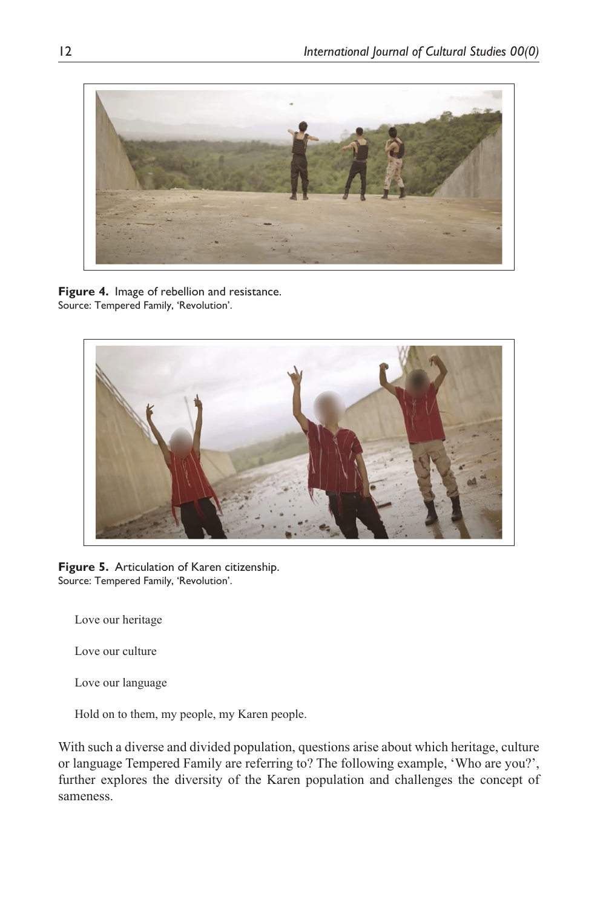**Figure 4.** Image of rebellion and resistance.
Source: Tempered Family, 'Revolution'.

**Figure 5.** Articulation of Karen citizenship.
Source: Tempered Family, 'Revolution'.

> Love our heritage
>
> Love our culture
>
> Love our language
>
> Hold on to them, my people, my Karen people.

With such a diverse and divided population, questions arise about which heritage, culture or language Tempered Family are referring to? The following example, 'Who are you?', further explores the diversity of the Karen population and challenges the concept of sameness.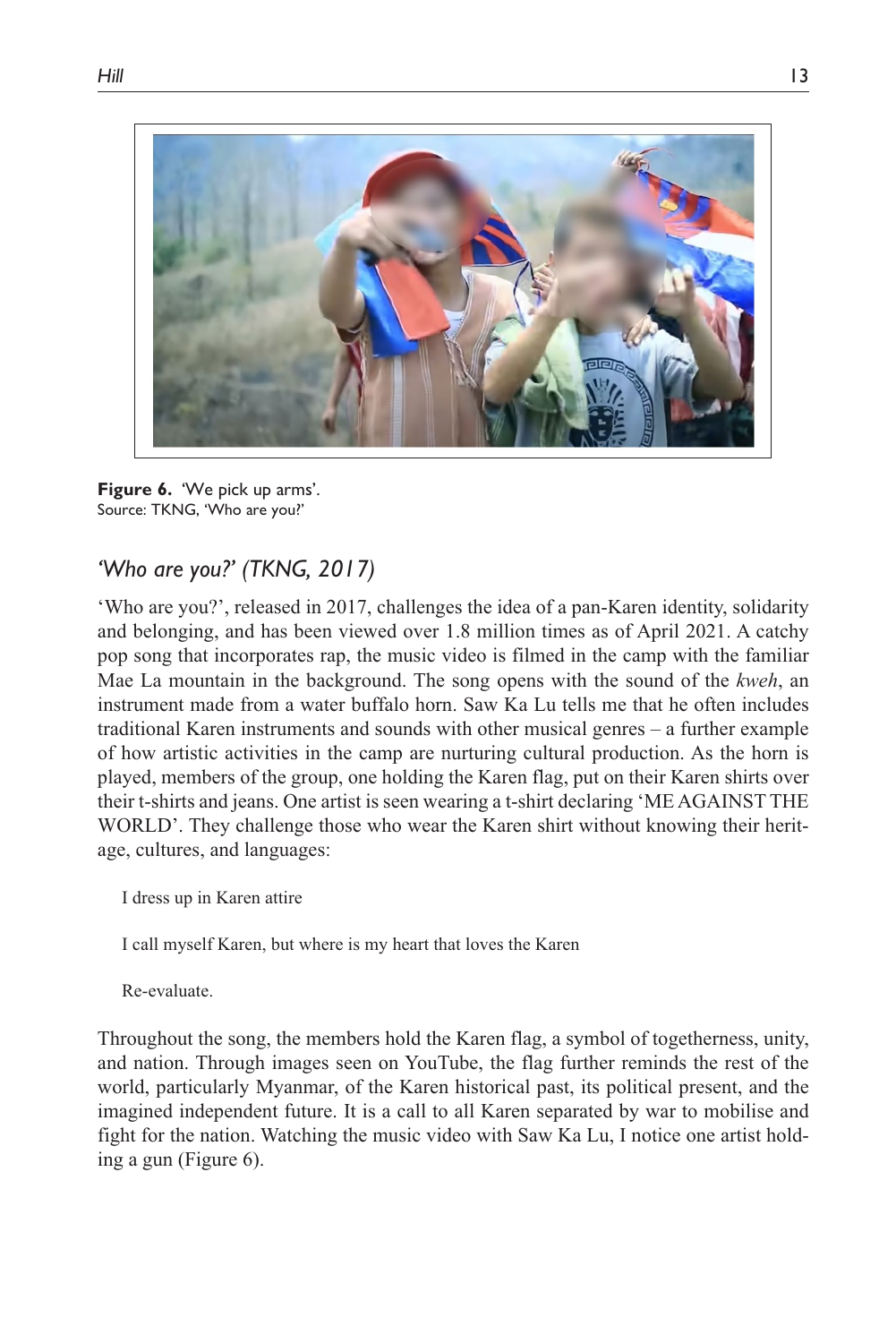**Figure 6.** 'We pick up arms'.
Source: TKNG, 'Who are you?'

## *'Who are you?' (TKNG, 2017)*

'Who are you?', released in 2017, challenges the idea of a pan-Karen identity, solidarity and belonging, and has been viewed over 1.8 million times as of April 2021. A catchy pop song that incorporates rap, the music video is filmed in the camp with the familiar Mae La mountain in the background. The song opens with the sound of the *kweh*, an instrument made from a water buffalo horn. Saw Ka Lu tells me that he often includes traditional Karen instruments and sounds with other musical genres – a further example of how artistic activities in the camp are nurturing cultural production. As the horn is played, members of the group, one holding the Karen flag, put on their Karen shirts over their t-shirts and jeans. One artist is seen wearing a t-shirt declaring 'ME AGAINST THE WORLD'. They challenge those who wear the Karen shirt without knowing their heritage, cultures, and languages:

> I dress up in Karen attire
>
> I call myself Karen, but where is my heart that loves the Karen
>
> Re-evaluate.

Throughout the song, the members hold the Karen flag, a symbol of togetherness, unity, and nation. Through images seen on YouTube, the flag further reminds the rest of the world, particularly Myanmar, of the Karen historical past, its political present, and the imagined independent future. It is a call to all Karen separated by war to mobilise and fight for the nation. Watching the music video with Saw Ka Lu, I notice one artist holding a gun (Figure 6).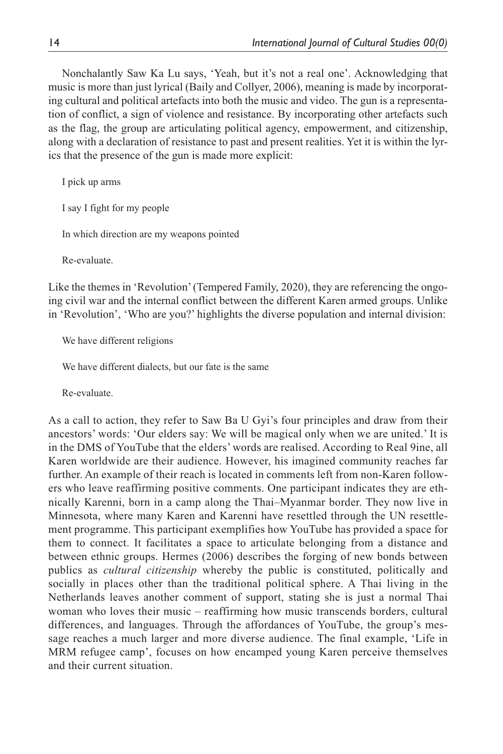Nonchalantly Saw Ka Lu says, 'Yeah, but it's not a real one'. Acknowledging that music is more than just lyrical (Baily and Collyer, 2006), meaning is made by incorporating cultural and political artefacts into both the music and video. The gun is a representation of conflict, a sign of violence and resistance. By incorporating other artefacts such as the flag, the group are articulating political agency, empowerment, and citizenship, along with a declaration of resistance to past and present realities. Yet it is within the lyrics that the presence of the gun is made more explicit:

> I pick up arms
>
> I say I fight for my people
>
> In which direction are my weapons pointed
>
> Re-evaluate.

Like the themes in 'Revolution' (Tempered Family, 2020), they are referencing the ongoing civil war and the internal conflict between the different Karen armed groups. Unlike in 'Revolution', 'Who are you?' highlights the diverse population and internal division:

> We have different religions
>
> We have different dialects, but our fate is the same
>
> Re-evaluate.

As a call to action, they refer to Saw Ba U Gyi's four principles and draw from their ancestors' words: 'Our elders say: We will be magical only when we are united.' It is in the DMS of YouTube that the elders' words are realised. According to Real 9ine, all Karen worldwide are their audience. However, his imagined community reaches far further. An example of their reach is located in comments left from non-Karen followers who leave reaffirming positive comments. One participant indicates they are ethnically Karenni, born in a camp along the Thai–Myanmar border. They now live in Minnesota, where many Karen and Karenni have resettled through the UN resettlement programme. This participant exemplifies how YouTube has provided a space for them to connect. It facilitates a space to articulate belonging from a distance and between ethnic groups. Hermes (2006) describes the forging of new bonds between publics as *cultural citizenship* whereby the public is constituted, politically and socially in places other than the traditional political sphere. A Thai living in the Netherlands leaves another comment of support, stating she is just a normal Thai woman who loves their music – reaffirming how music transcends borders, cultural differences, and languages. Through the affordances of YouTube, the group's message reaches a much larger and more diverse audience. The final example, 'Life in MRM refugee camp', focuses on how encamped young Karen perceive themselves and their current situation.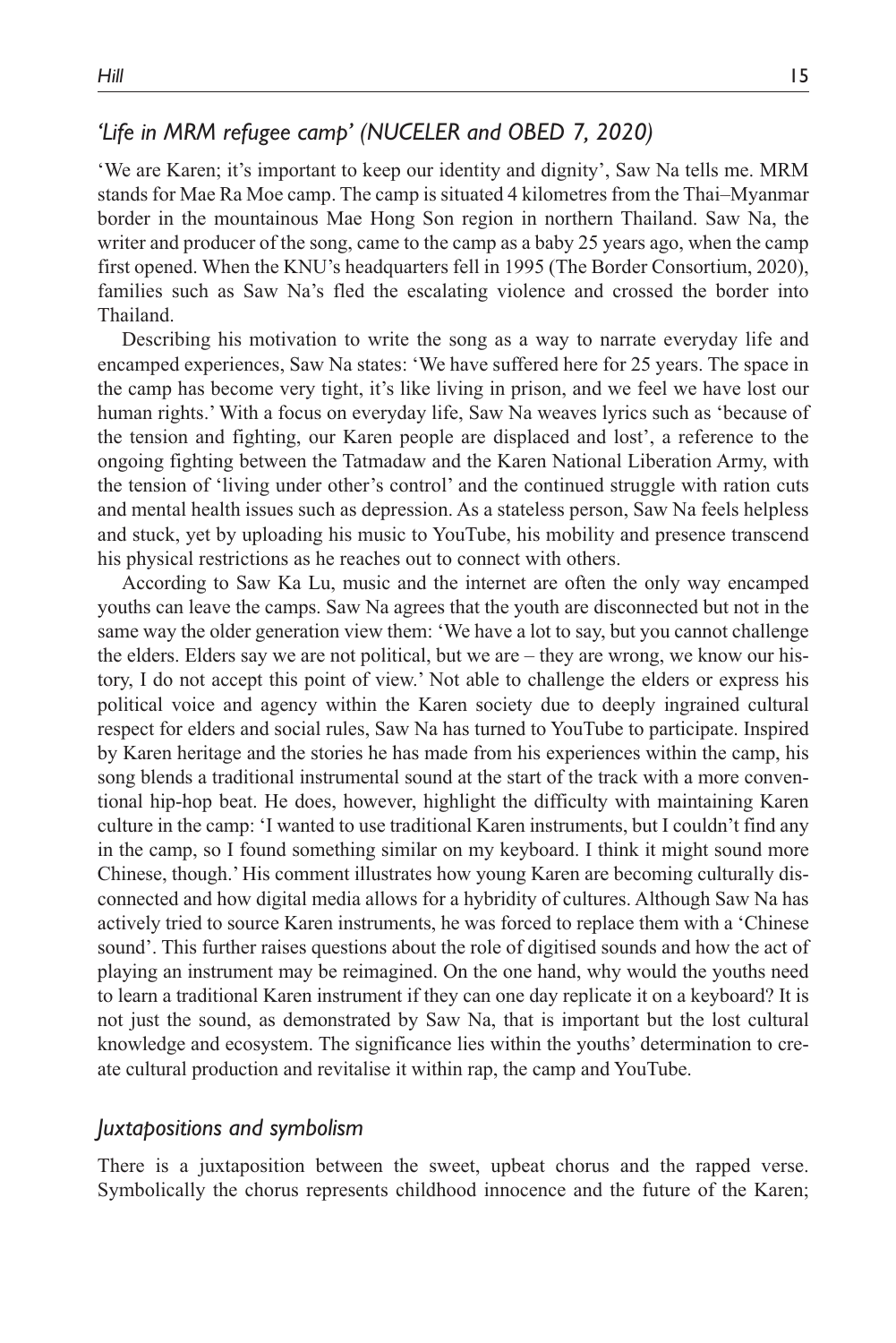### *'Life in MRM refugee camp' (NUCELER and OBED 7, 2020)*

'We are Karen; it's important to keep our identity and dignity', Saw Na tells me. MRM stands for Mae Ra Moe camp. The camp is situated 4 kilometres from the Thai–Myanmar border in the mountainous Mae Hong Son region in northern Thailand. Saw Na, the writer and producer of the song, came to the camp as a baby 25 years ago, when the camp first opened. When the KNU's headquarters fell in 1995 (The Border Consortium, 2020), families such as Saw Na's fled the escalating violence and crossed the border into Thailand.

Describing his motivation to write the song as a way to narrate everyday life and encamped experiences, Saw Na states: 'We have suffered here for 25 years. The space in the camp has become very tight, it's like living in prison, and we feel we have lost our human rights.' With a focus on everyday life, Saw Na weaves lyrics such as 'because of the tension and fighting, our Karen people are displaced and lost', a reference to the ongoing fighting between the Tatmadaw and the Karen National Liberation Army, with the tension of 'living under other's control' and the continued struggle with ration cuts and mental health issues such as depression. As a stateless person, Saw Na feels helpless and stuck, yet by uploading his music to YouTube, his mobility and presence transcend his physical restrictions as he reaches out to connect with others.

According to Saw Ka Lu, music and the internet are often the only way encamped youths can leave the camps. Saw Na agrees that the youth are disconnected but not in the same way the older generation view them: 'We have a lot to say, but you cannot challenge the elders. Elders say we are not political, but we are – they are wrong, we know our history, I do not accept this point of view.' Not able to challenge the elders or express his political voice and agency within the Karen society due to deeply ingrained cultural respect for elders and social rules, Saw Na has turned to YouTube to participate. Inspired by Karen heritage and the stories he has made from his experiences within the camp, his song blends a traditional instrumental sound at the start of the track with a more conventional hip-hop beat. He does, however, highlight the difficulty with maintaining Karen culture in the camp: 'I wanted to use traditional Karen instruments, but I couldn't find any in the camp, so I found something similar on my keyboard. I think it might sound more Chinese, though.' His comment illustrates how young Karen are becoming culturally disconnected and how digital media allows for a hybridity of cultures. Although Saw Na has actively tried to source Karen instruments, he was forced to replace them with a 'Chinese sound'. This further raises questions about the role of digitised sounds and how the act of playing an instrument may be reimagined. On the one hand, why would the youths need to learn a traditional Karen instrument if they can one day replicate it on a keyboard? It is not just the sound, as demonstrated by Saw Na, that is important but the lost cultural knowledge and ecosystem. The significance lies within the youths' determination to create cultural production and revitalise it within rap, the camp and YouTube.

### *Juxtapositions and symbolism*

There is a juxtaposition between the sweet, upbeat chorus and the rapped verse. Symbolically the chorus represents childhood innocence and the future of the Karen;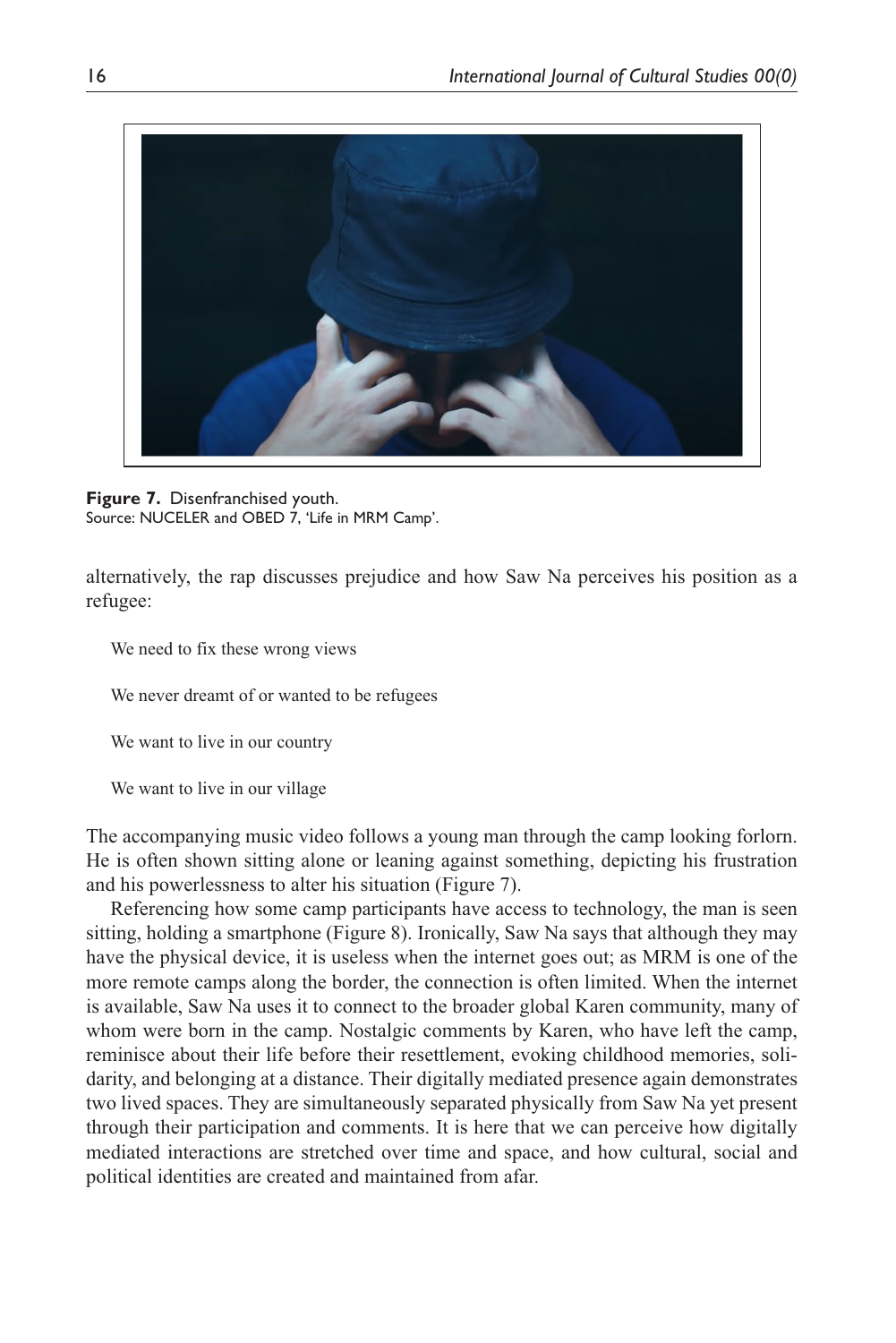**Figure 7.** Disenfranchised youth.
Source: NUCELER and OBED 7, 'Life in MRM Camp'.

alternatively, the rap discusses prejudice and how Saw Na perceives his position as a refugee:

> We need to fix these wrong views
>
> We never dreamt of or wanted to be refugees
>
> We want to live in our country
>
> We want to live in our village

The accompanying music video follows a young man through the camp looking forlorn. He is often shown sitting alone or leaning against something, depicting his frustration and his powerlessness to alter his situation (Figure 7).

Referencing how some camp participants have access to technology, the man is seen sitting, holding a smartphone (Figure 8). Ironically, Saw Na says that although they may have the physical device, it is useless when the internet goes out; as MRM is one of the more remote camps along the border, the connection is often limited. When the internet is available, Saw Na uses it to connect to the broader global Karen community, many of whom were born in the camp. Nostalgic comments by Karen, who have left the camp, reminisce about their life before their resettlement, evoking childhood memories, solidarity, and belonging at a distance. Their digitally mediated presence again demonstrates two lived spaces. They are simultaneously separated physically from Saw Na yet present through their participation and comments. It is here that we can perceive how digitally mediated interactions are stretched over time and space, and how cultural, social and political identities are created and maintained from afar.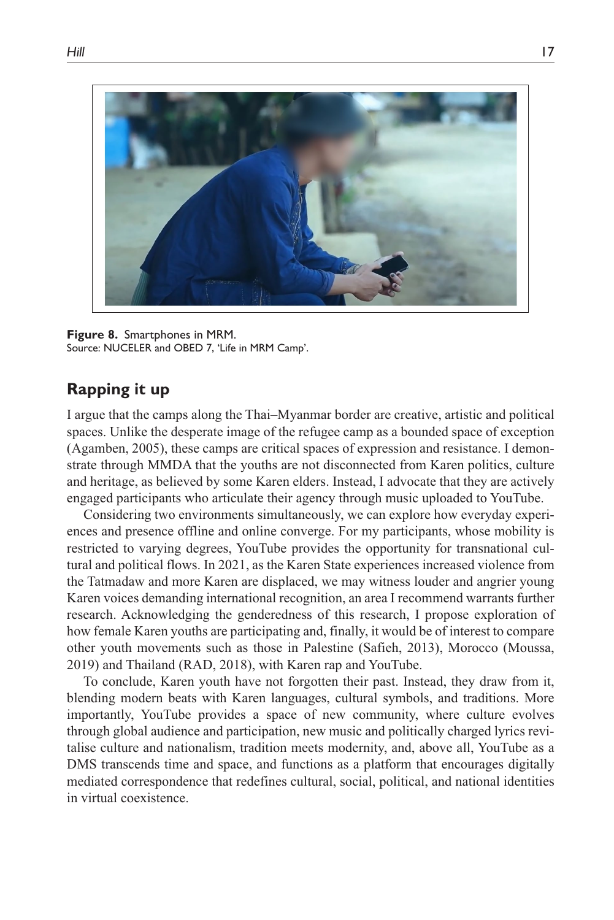**Figure 8.** Smartphones in MRM.
Source: NUCELER and OBED 7, 'Life in MRM Camp'.

## Rapping it up

I argue that the camps along the Thai–Myanmar border are creative, artistic and political spaces. Unlike the desperate image of the refugee camp as a bounded space of exception (Agamben, 2005), these camps are critical spaces of expression and resistance. I demonstrate through MMDA that the youths are not disconnected from Karen politics, culture and heritage, as believed by some Karen elders. Instead, I advocate that they are actively engaged participants who articulate their agency through music uploaded to YouTube.

Considering two environments simultaneously, we can explore how everyday experiences and presence offline and online converge. For my participants, whose mobility is restricted to varying degrees, YouTube provides the opportunity for transnational cultural and political flows. In 2021, as the Karen State experiences increased violence from the Tatmadaw and more Karen are displaced, we may witness louder and angrier young Karen voices demanding international recognition, an area I recommend warrants further research. Acknowledging the genderedness of this research, I propose exploration of how female Karen youths are participating and, finally, it would be of interest to compare other youth movements such as those in Palestine (Safieh, 2013), Morocco (Moussa, 2019) and Thailand (RAD, 2018), with Karen rap and YouTube.

To conclude, Karen youth have not forgotten their past. Instead, they draw from it, blending modern beats with Karen languages, cultural symbols, and traditions. More importantly, YouTube provides a space of new community, where culture evolves through global audience and participation, new music and politically charged lyrics revitalise culture and nationalism, tradition meets modernity, and, above all, YouTube as a DMS transcends time and space, and functions as a platform that encourages digitally mediated correspondence that redefines cultural, social, political, and national identities in virtual coexistence.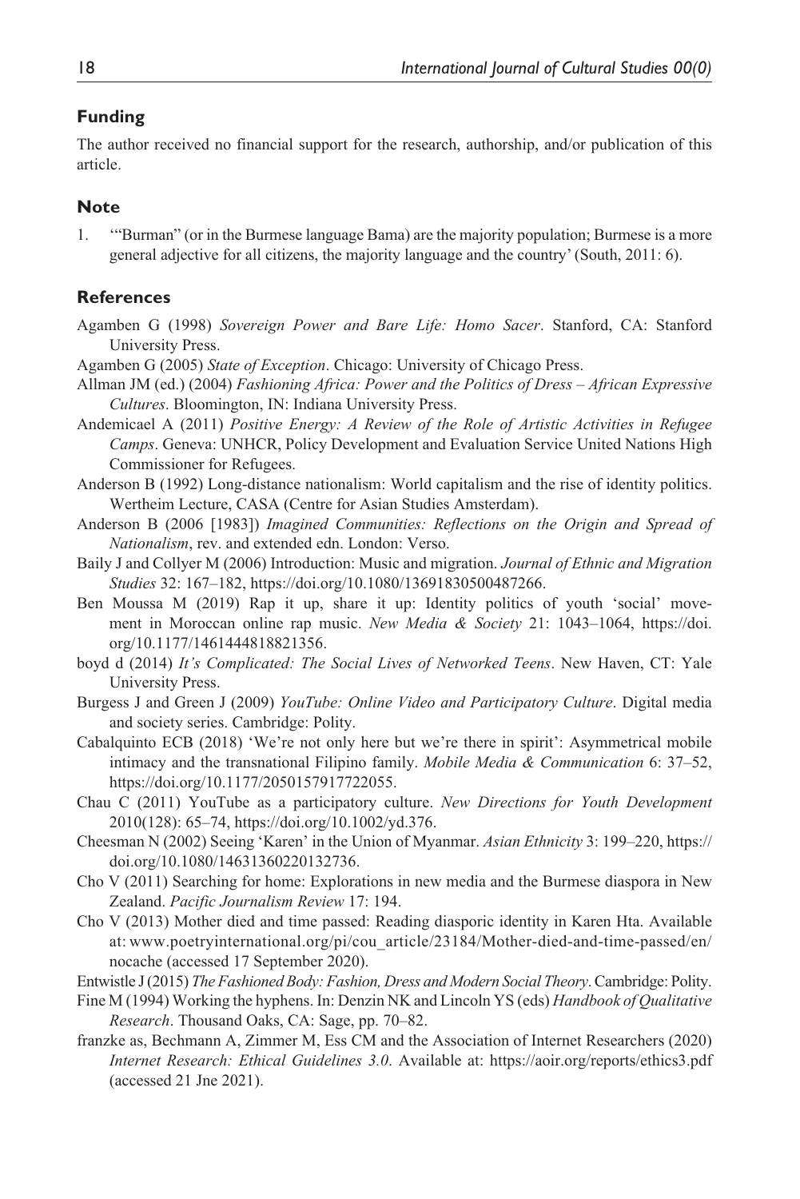## Funding

The author received no financial support for the research, authorship, and/or publication of this article.

## Note

1. '"Burman" (or in the Burmese language Bama) are the majority population; Burmese is a more general adjective for all citizens, the majority language and the country' (South, 2011: 6).

## References

Agamben G (1998) *Sovereign Power and Bare Life: Homo Sacer*. Stanford, CA: Stanford University Press.

Agamben G (2005) *State of Exception*. Chicago: University of Chicago Press.

Allman JM (ed.) (2004) *Fashioning Africa: Power and the Politics of Dress – African Expressive Cultures*. Bloomington, IN: Indiana University Press.

Andemicael A (2011) *Positive Energy: A Review of the Role of Artistic Activities in Refugee Camps*. Geneva: UNHCR, Policy Development and Evaluation Service United Nations High Commissioner for Refugees.

Anderson B (1992) Long-distance nationalism: World capitalism and the rise of identity politics. Wertheim Lecture, CASA (Centre for Asian Studies Amsterdam).

Anderson B (2006 [1983]) *Imagined Communities: Reflections on the Origin and Spread of Nationalism*, rev. and extended edn. London: Verso.

Baily J and Collyer M (2006) Introduction: Music and migration. *Journal of Ethnic and Migration Studies* 32: 167–182, https://doi.org/10.1080/13691830500487266.

Ben Moussa M (2019) Rap it up, share it up: Identity politics of youth 'social' movement in Moroccan online rap music. *New Media & Society* 21: 1043–1064, https://doi.org/10.1177/1461444818821356.

boyd d (2014) *It's Complicated: The Social Lives of Networked Teens*. New Haven, CT: Yale University Press.

Burgess J and Green J (2009) *YouTube: Online Video and Participatory Culture*. Digital media and society series. Cambridge: Polity.

Cabalquinto ECB (2018) 'We're not only here but we're there in spirit': Asymmetrical mobile intimacy and the transnational Filipino family. *Mobile Media & Communication* 6: 37–52, https://doi.org/10.1177/2050157917722055.

Chau C (2011) YouTube as a participatory culture. *New Directions for Youth Development* 2010(128): 65–74, https://doi.org/10.1002/yd.376.

Cheesman N (2002) Seeing 'Karen' in the Union of Myanmar. *Asian Ethnicity* 3: 199–220, https://doi.org/10.1080/14631360220132736.

Cho V (2011) Searching for home: Explorations in new media and the Burmese diaspora in New Zealand. *Pacific Journalism Review* 17: 194.

Cho V (2013) Mother died and time passed: Reading diasporic identity in Karen Hta. Available at: www.poetryinternational.org/pi/cou_article/23184/Mother-died-and-time-passed/en/nocache (accessed 17 September 2020).

Entwistle J (2015) *The Fashioned Body: Fashion, Dress and Modern Social Theory*. Cambridge: Polity.

Fine M (1994) Working the hyphens. In: Denzin NK and Lincoln YS (eds) *Handbook of Qualitative Research*. Thousand Oaks, CA: Sage, pp. 70–82.

franzke as, Bechmann A, Zimmer M, Ess CM and the Association of Internet Researchers (2020) *Internet Research: Ethical Guidelines 3.0*. Available at: https://aoir.org/reports/ethics3.pdf (accessed 21 Jne 2021).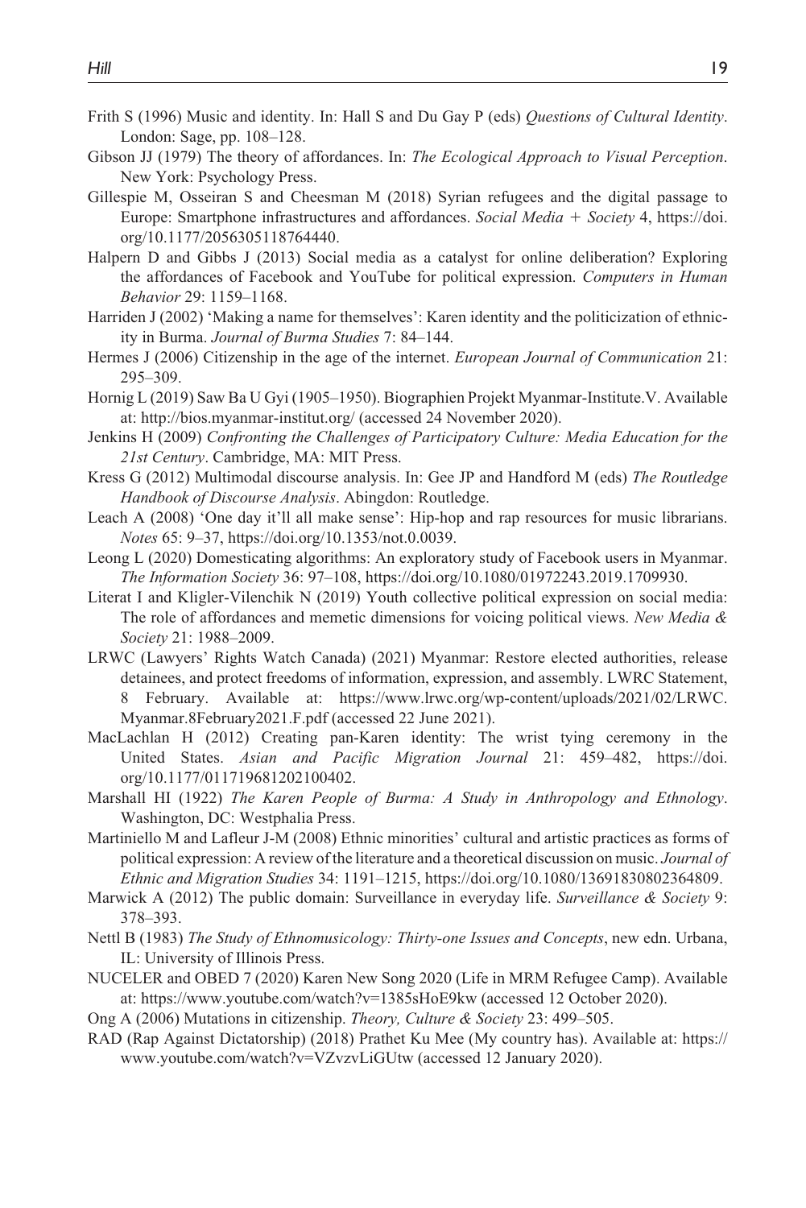Frith S (1996) Music and identity. In: Hall S and Du Gay P (eds) *Questions of Cultural Identity*. London: Sage, pp. 108–128.

Gibson JJ (1979) The theory of affordances. In: *The Ecological Approach to Visual Perception*. New York: Psychology Press.

Gillespie M, Osseiran S and Cheesman M (2018) Syrian refugees and the digital passage to Europe: Smartphone infrastructures and affordances. *Social Media + Society* 4, https://doi.org/10.1177/2056305118764440.

Halpern D and Gibbs J (2013) Social media as a catalyst for online deliberation? Exploring the affordances of Facebook and YouTube for political expression. *Computers in Human Behavior* 29: 1159–1168.

Harriden J (2002) 'Making a name for themselves': Karen identity and the politicization of ethnicity in Burma. *Journal of Burma Studies* 7: 84–144.

Hermes J (2006) Citizenship in the age of the internet. *European Journal of Communication* 21: 295–309.

Hornig L (2019) Saw Ba U Gyi (1905–1950). Biographien Projekt Myanmar-Institute.V. Available at: http://bios.myanmar-institut.org/ (accessed 24 November 2020).

Jenkins H (2009) *Confronting the Challenges of Participatory Culture: Media Education for the 21st Century*. Cambridge, MA: MIT Press.

Kress G (2012) Multimodal discourse analysis. In: Gee JP and Handford M (eds) *The Routledge Handbook of Discourse Analysis*. Abingdon: Routledge.

Leach A (2008) 'One day it'll all make sense': Hip-hop and rap resources for music librarians. *Notes* 65: 9–37, https://doi.org/10.1353/not.0.0039.

Leong L (2020) Domesticating algorithms: An exploratory study of Facebook users in Myanmar. *The Information Society* 36: 97–108, https://doi.org/10.1080/01972243.2019.1709930.

Literat I and Kligler-Vilenchik N (2019) Youth collective political expression on social media: The role of affordances and memetic dimensions for voicing political views. *New Media & Society* 21: 1988–2009.

LRWC (Lawyers' Rights Watch Canada) (2021) Myanmar: Restore elected authorities, release detainees, and protect freedoms of information, expression, and assembly. LWRC Statement, 8 February. Available at: https://www.lrwc.org/wp-content/uploads/2021/02/LRWC.Myanmar.8February2021.F.pdf (accessed 22 June 2021).

MacLachlan H (2012) Creating pan-Karen identity: The wrist tying ceremony in the United States. *Asian and Pacific Migration Journal* 21: 459–482, https://doi.org/10.1177/011719681202100402.

Marshall HI (1922) *The Karen People of Burma: A Study in Anthropology and Ethnology*. Washington, DC: Westphalia Press.

Martiniello M and Lafleur J-M (2008) Ethnic minorities' cultural and artistic practices as forms of political expression: A review of the literature and a theoretical discussion on music. *Journal of Ethnic and Migration Studies* 34: 1191–1215, https://doi.org/10.1080/13691830802364809.

Marwick A (2012) The public domain: Surveillance in everyday life. *Surveillance & Society* 9: 378–393.

Nettl B (1983) *The Study of Ethnomusicology: Thirty-one Issues and Concepts*, new edn. Urbana, IL: University of Illinois Press.

NUCELER and OBED 7 (2020) Karen New Song 2020 (Life in MRM Refugee Camp). Available at: https://www.youtube.com/watch?v=1385sHoE9kw (accessed 12 October 2020).

Ong A (2006) Mutations in citizenship. *Theory, Culture & Society* 23: 499–505.

RAD (Rap Against Dictatorship) (2018) Prathet Ku Mee (My country has). Available at: https://www.youtube.com/watch?v=VZvzvLiGUtw (accessed 12 January 2020).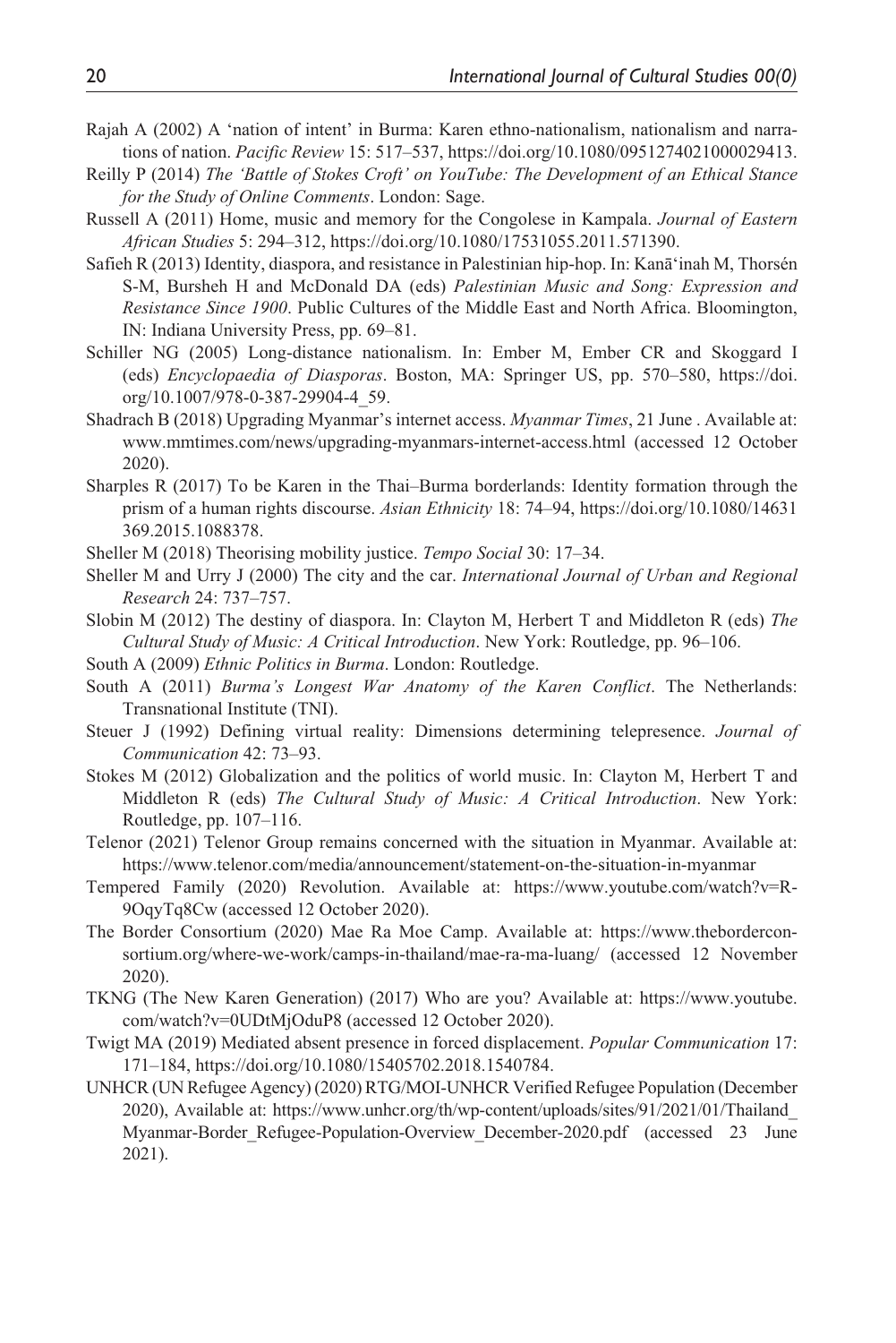Rajah A (2002) A 'nation of intent' in Burma: Karen ethno-nationalism, nationalism and narrations of nation. *Pacific Review* 15: 517–537, https://doi.org/10.1080/0951274021000029413.

Reilly P (2014) *The 'Battle of Stokes Croft' on YouTube: The Development of an Ethical Stance for the Study of Online Comments*. London: Sage.

Russell A (2011) Home, music and memory for the Congolese in Kampala. *Journal of Eastern African Studies* 5: 294–312, https://doi.org/10.1080/17531055.2011.571390.

Safieh R (2013) Identity, diaspora, and resistance in Palestinian hip-hop. In: Kanāʻinah M, Thorsén S-M, Bursheh H and McDonald DA (eds) *Palestinian Music and Song: Expression and Resistance Since 1900*. Public Cultures of the Middle East and North Africa. Bloomington, IN: Indiana University Press, pp. 69–81.

Schiller NG (2005) Long-distance nationalism. In: Ember M, Ember CR and Skoggard I (eds) *Encyclopaedia of Diasporas*. Boston, MA: Springer US, pp. 570–580, https://doi.org/10.1007/978-0-387-29904-4_59.

Shadrach B (2018) Upgrading Myanmar's internet access. *Myanmar Times*, 21 June . Available at: www.mmtimes.com/news/upgrading-myanmars-internet-access.html (accessed 12 October 2020).

Sharples R (2017) To be Karen in the Thai–Burma borderlands: Identity formation through the prism of a human rights discourse. *Asian Ethnicity* 18: 74–94, https://doi.org/10.1080/14631369.2015.1088378.

Sheller M (2018) Theorising mobility justice. *Tempo Social* 30: 17–34.

Sheller M and Urry J (2000) The city and the car. *International Journal of Urban and Regional Research* 24: 737–757.

Slobin M (2012) The destiny of diaspora. In: Clayton M, Herbert T and Middleton R (eds) *The Cultural Study of Music: A Critical Introduction*. New York: Routledge, pp. 96–106.

South A (2009) *Ethnic Politics in Burma*. London: Routledge.

South A (2011) *Burma's Longest War Anatomy of the Karen Conflict*. The Netherlands: Transnational Institute (TNI).

Steuer J (1992) Defining virtual reality: Dimensions determining telepresence. *Journal of Communication* 42: 73–93.

Stokes M (2012) Globalization and the politics of world music. In: Clayton M, Herbert T and Middleton R (eds) *The Cultural Study of Music: A Critical Introduction*. New York: Routledge, pp. 107–116.

Telenor (2021) Telenor Group remains concerned with the situation in Myanmar. Available at: https://www.telenor.com/media/announcement/statement-on-the-situation-in-myanmar

Tempered Family (2020) Revolution. Available at: https://www.youtube.com/watch?v=R-9OqyTq8Cw (accessed 12 October 2020).

The Border Consortium (2020) Mae Ra Moe Camp. Available at: https://www.theborderconsortium.org/where-we-work/camps-in-thailand/mae-ra-ma-luang/ (accessed 12 November 2020).

TKNG (The New Karen Generation) (2017) Who are you? Available at: https://www.youtube.com/watch?v=0UDtMjOduP8 (accessed 12 October 2020).

Twigt MA (2019) Mediated absent presence in forced displacement. *Popular Communication* 17: 171–184, https://doi.org/10.1080/15405702.2018.1540784.

UNHCR (UN Refugee Agency) (2020) RTG/MOI-UNHCR Verified Refugee Population (December 2020), Available at: https://www.unhcr.org/th/wp-content/uploads/sites/91/2021/01/Thailand_Myanmar-Border_Refugee-Population-Overview_December-2020.pdf (accessed 23 June 2021).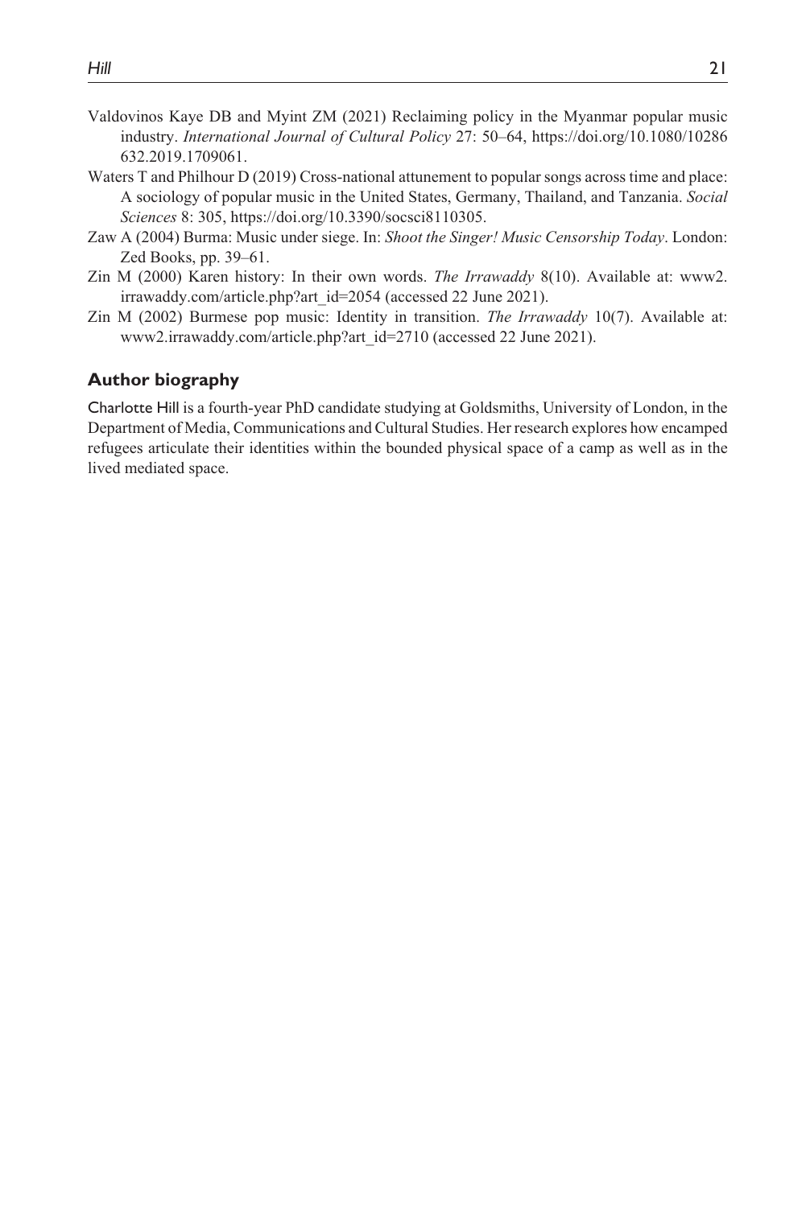Valdovinos Kaye DB and Myint ZM (2021) Reclaiming policy in the Myanmar popular music industry. *International Journal of Cultural Policy* 27: 50–64, https://doi.org/10.1080/10286632.2019.1709061.

Waters T and Philhour D (2019) Cross-national attunement to popular songs across time and place: A sociology of popular music in the United States, Germany, Thailand, and Tanzania. *Social Sciences* 8: 305, https://doi.org/10.3390/socsci8110305.

Zaw A (2004) Burma: Music under siege. In: *Shoot the Singer! Music Censorship Today*. London: Zed Books, pp. 39–61.

Zin M (2000) Karen history: In their own words. *The Irrawaddy* 8(10). Available at: www2.irrawaddy.com/article.php?art_id=2054 (accessed 22 June 2021).

Zin M (2002) Burmese pop music: Identity in transition. *The Irrawaddy* 10(7). Available at: www2.irrawaddy.com/article.php?art_id=2710 (accessed 22 June 2021).

## Author biography

Charlotte Hill is a fourth-year PhD candidate studying at Goldsmiths, University of London, in the Department of Media, Communications and Cultural Studies. Her research explores how encamped refugees articulate their identities within the bounded physical space of a camp as well as in the lived mediated space.